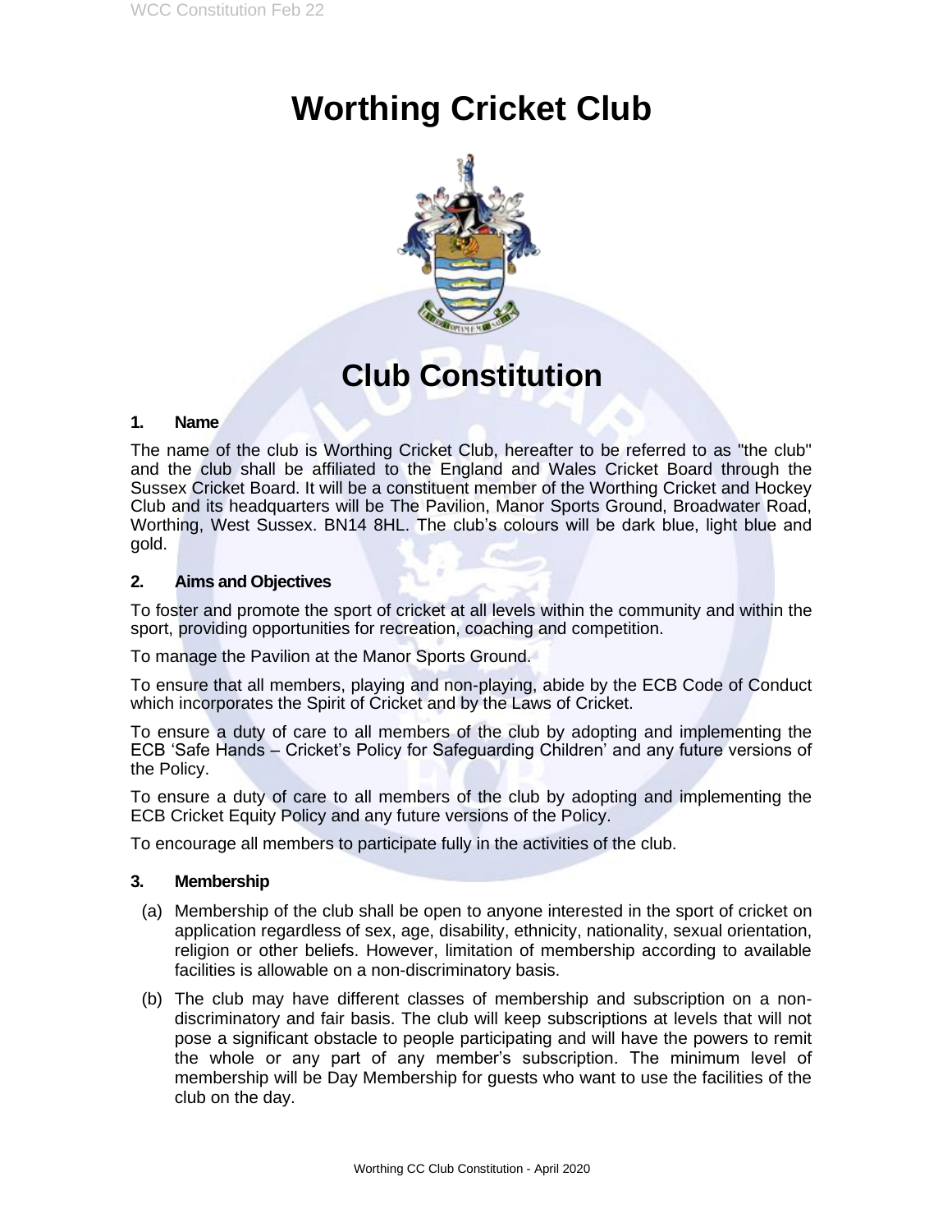# Worthing Cricket Club

# Club Constitution

## 1. Name

The name of the club is Worthing Cricket Club, hereafter to be referred to as "the club" and the club shall be affiliated to the England and Wales Cricket Board through the Sussex Cricket Board. It will be a constituent member of the Worthing Cricket and Hockey Club and its headquarters will be The Pavilion, Manor Sports Ground, Broadwater Road, Worthing, West Sussex. BN14 8HL. The club's colours will be dark blue, light blue and gold.

## 2. Aims and Objectives

To foster and promote the sport of cricket at all levels within the community and within the sport, providing opportunities for recreation, coaching and competition.

To manage the Pavilion at the Manor Sports Ground.

To ensure that all members, playing and non-playing, abide by the ECB Code of Conduct which incorporates the Spirit of Cricket and by the Laws of Cricket.

To ensure a duty of care to all members of the club by adopting and implementing the ECB 'Safe Hands – Cricket's Policy for Safeguarding Children' and any future versions of the Policy.

To ensure a duty of care to all members of the club by adopting and implementing the ECB Cricket Equity Policy and any future versions of the Policy.

To encourage all members to participate fully in the activities of the club.

## 3. Membership

(a) Membership of the club shall be open to anyone interested in the sport of cricket on application regardless of sex, age, disability, ethnicity, nationality, sexual orientation, religion or other beliefs. However, limitation of membership according to available facilities is allowable on a non-discriminatory basis.

(b) The club may have different classes of membership and subscription on a non-discriminatory and fair basis. The club will keep subscriptions at levels that will not pose a significant obstacle to people participating and will have the powers to remit the whole or any part of any member's subscription. The minimum level of membership will be Day Membership for guests who want to use the facilities of the club on the day.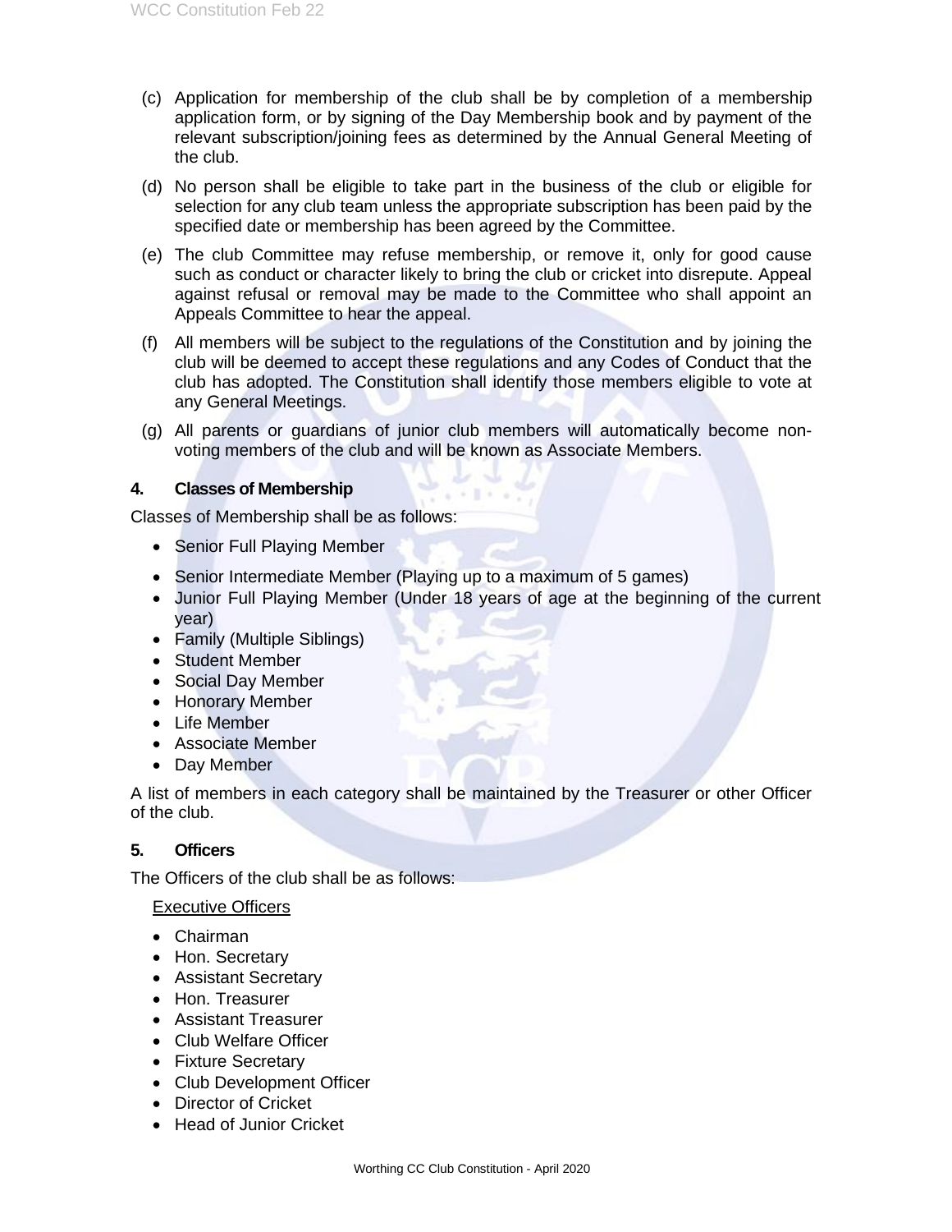(c) Application for membership of the club shall be by completion of a membership application form, or by signing of the Day Membership book and by payment of the relevant subscription/joining fees as determined by the Annual General Meeting of the club.

(d) No person shall be eligible to take part in the business of the club or eligible for selection for any club team unless the appropriate subscription has been paid by the specified date or membership has been agreed by the Committee.

(e) The club Committee may refuse membership, or remove it, only for good cause such as conduct or character likely to bring the club or cricket into disrepute. Appeal against refusal or removal may be made to the Committee who shall appoint an Appeals Committee to hear the appeal.

(f) All members will be subject to the regulations of the Constitution and by joining the club will be deemed to accept these regulations and any Codes of Conduct that the club has adopted. The Constitution shall identify those members eligible to vote at any General Meetings.

(g) All parents or guardians of junior club members will automatically become non-voting members of the club and will be known as Associate Members.

## 4. Classes of Membership

Classes of Membership shall be as follows:

- Senior Full Playing Member
- Senior Intermediate Member (Playing up to a maximum of 5 games)
- Junior Full Playing Member (Under 18 years of age at the beginning of the current year)
- Family (Multiple Siblings)
- Student Member
- Social Day Member
- Honorary Member
- Life Member
- Associate Member
- Day Member

A list of members in each category shall be maintained by the Treasurer or other Officer of the club.

## 5. Officers

The Officers of the club shall be as follows:

Executive Officers

- Chairman
- Hon. Secretary
- Assistant Secretary
- Hon. Treasurer
- Assistant Treasurer
- Club Welfare Officer
- Fixture Secretary
- Club Development Officer
- Director of Cricket
- Head of Junior Cricket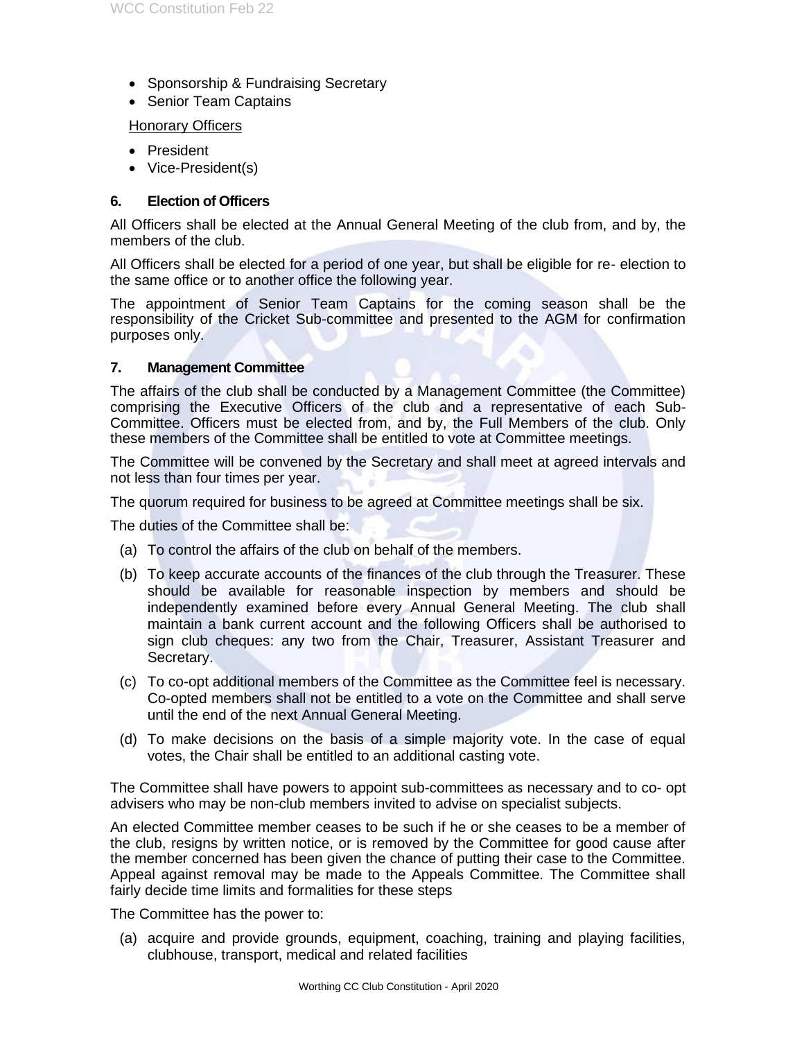- Sponsorship & Fundraising Secretary
- Senior Team Captains

Honorary Officers

- President
- Vice-President(s)

### 6. Election of Officers

All Officers shall be elected at the Annual General Meeting of the club from, and by, the members of the club.

All Officers shall be elected for a period of one year, but shall be eligible for re- election to the same office or to another office the following year.

The appointment of Senior Team Captains for the coming season shall be the responsibility of the Cricket Sub-committee and presented to the AGM for confirmation purposes only.

### 7. Management Committee

The affairs of the club shall be conducted by a Management Committee (the Committee) comprising the Executive Officers of the club and a representative of each Sub-Committee. Officers must be elected from, and by, the Full Members of the club. Only these members of the Committee shall be entitled to vote at Committee meetings.

The Committee will be convened by the Secretary and shall meet at agreed intervals and not less than four times per year.

The quorum required for business to be agreed at Committee meetings shall be six.

The duties of the Committee shall be:

(a) To control the affairs of the club on behalf of the members.

(b) To keep accurate accounts of the finances of the club through the Treasurer. These should be available for reasonable inspection by members and should be independently examined before every Annual General Meeting. The club shall maintain a bank current account and the following Officers shall be authorised to sign club cheques: any two from the Chair, Treasurer, Assistant Treasurer and Secretary.

(c) To co-opt additional members of the Committee as the Committee feel is necessary. Co-opted members shall not be entitled to a vote on the Committee and shall serve until the end of the next Annual General Meeting.

(d) To make decisions on the basis of a simple majority vote. In the case of equal votes, the Chair shall be entitled to an additional casting vote.

The Committee shall have powers to appoint sub-committees as necessary and to co- opt advisers who may be non-club members invited to advise on specialist subjects.

An elected Committee member ceases to be such if he or she ceases to be a member of the club, resigns by written notice, or is removed by the Committee for good cause after the member concerned has been given the chance of putting their case to the Committee. Appeal against removal may be made to the Appeals Committee. The Committee shall fairly decide time limits and formalities for these steps

The Committee has the power to:

(a) acquire and provide grounds, equipment, coaching, training and playing facilities, clubhouse, transport, medical and related facilities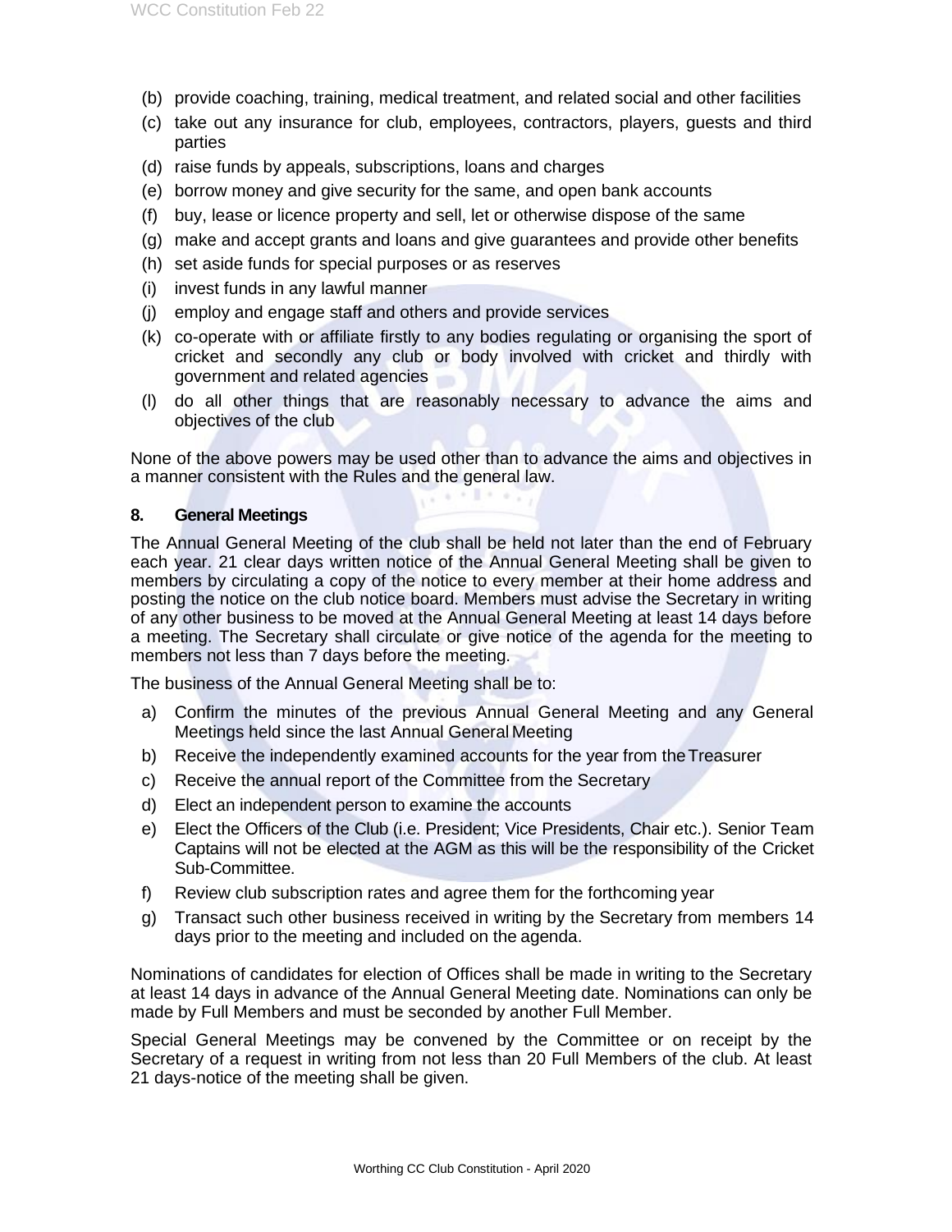(b) provide coaching, training, medical treatment, and related social and other facilities
(c) take out any insurance for club, employees, contractors, players, guests and third parties
(d) raise funds by appeals, subscriptions, loans and charges
(e) borrow money and give security for the same, and open bank accounts
(f) buy, lease or licence property and sell, let or otherwise dispose of the same
(g) make and accept grants and loans and give guarantees and provide other benefits
(h) set aside funds for special purposes or as reserves
(i) invest funds in any lawful manner
(j) employ and engage staff and others and provide services
(k) co-operate with or affiliate firstly to any bodies regulating or organising the sport of cricket and secondly any club or body involved with cricket and thirdly with government and related agencies
(l) do all other things that are reasonably necessary to advance the aims and objectives of the club

None of the above powers may be used other than to advance the aims and objectives in a manner consistent with the Rules and the general law.

**8. General Meetings**

The Annual General Meeting of the club shall be held not later than the end of February each year. 21 clear days written notice of the Annual General Meeting shall be given to members by circulating a copy of the notice to every member at their home address and posting the notice on the club notice board. Members must advise the Secretary in writing of any other business to be moved at the Annual General Meeting at least 14 days before a meeting. The Secretary shall circulate or give notice of the agenda for the meeting to members not less than 7 days before the meeting.

The business of the Annual General Meeting shall be to:

a) Confirm the minutes of the previous Annual General Meeting and any General Meetings held since the last Annual General Meeting
b) Receive the independently examined accounts for the year from the Treasurer
c) Receive the annual report of the Committee from the Secretary
d) Elect an independent person to examine the accounts
e) Elect the Officers of the Club (i.e. President; Vice Presidents, Chair etc.). Senior Team Captains will not be elected at the AGM as this will be the responsibility of the Cricket Sub-Committee.
f) Review club subscription rates and agree them for the forthcoming year
g) Transact such other business received in writing by the Secretary from members 14 days prior to the meeting and included on the agenda.

Nominations of candidates for election of Offices shall be made in writing to the Secretary at least 14 days in advance of the Annual General Meeting date. Nominations can only be made by Full Members and must be seconded by another Full Member.

Special General Meetings may be convened by the Committee or on receipt by the Secretary of a request in writing from not less than 20 Full Members of the club. At least 21 days-notice of the meeting shall be given.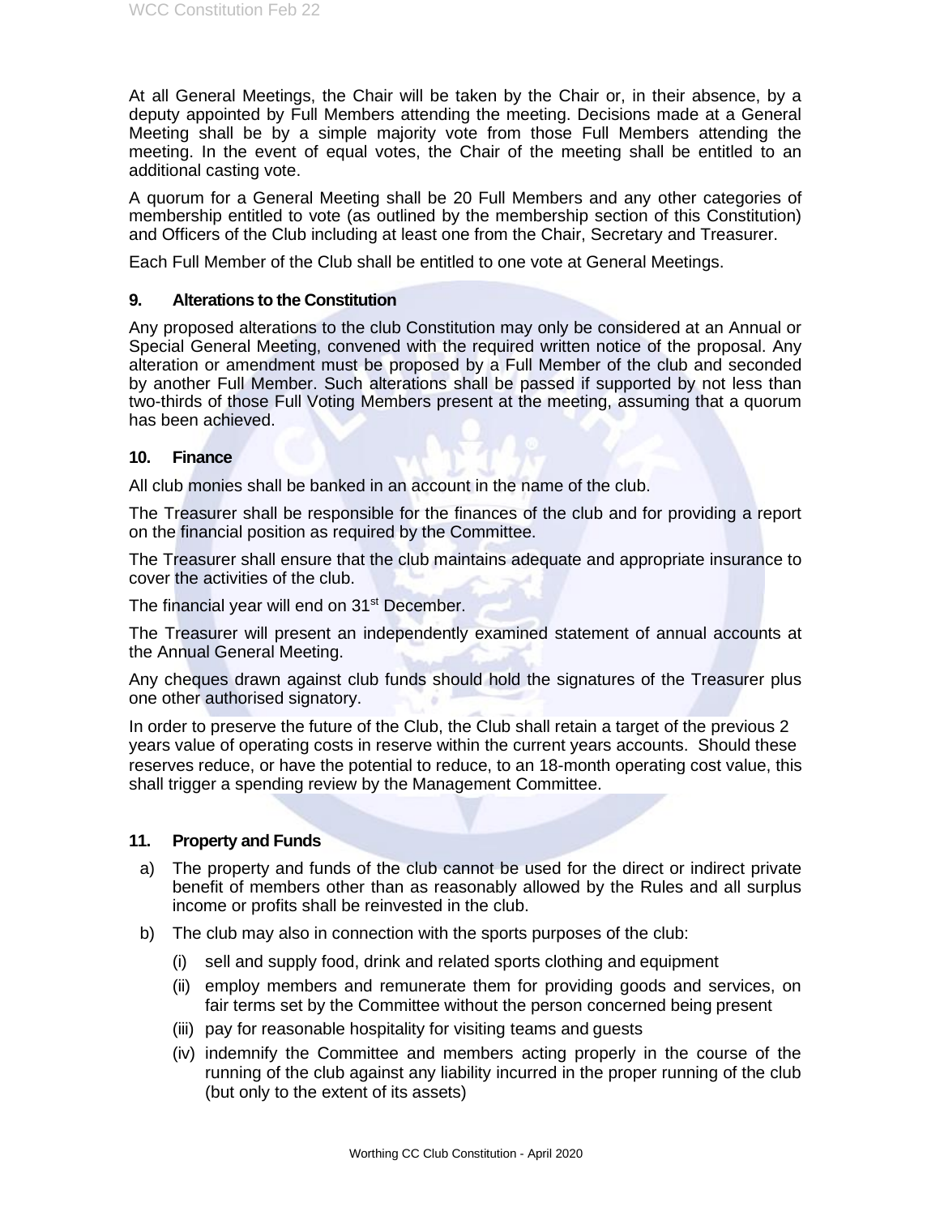At all General Meetings, the Chair will be taken by the Chair or, in their absence, by a deputy appointed by Full Members attending the meeting. Decisions made at a General Meeting shall be by a simple majority vote from those Full Members attending the meeting. In the event of equal votes, the Chair of the meeting shall be entitled to an additional casting vote.

A quorum for a General Meeting shall be 20 Full Members and any other categories of membership entitled to vote (as outlined by the membership section of this Constitution) and Officers of the Club including at least one from the Chair, Secretary and Treasurer.

Each Full Member of the Club shall be entitled to one vote at General Meetings.

## 9. Alterations to the Constitution

Any proposed alterations to the club Constitution may only be considered at an Annual or Special General Meeting, convened with the required written notice of the proposal. Any alteration or amendment must be proposed by a Full Member of the club and seconded by another Full Member. Such alterations shall be passed if supported by not less than two-thirds of those Full Voting Members present at the meeting, assuming that a quorum has been achieved.

## 10. Finance

All club monies shall be banked in an account in the name of the club.

The Treasurer shall be responsible for the finances of the club and for providing a report on the financial position as required by the Committee.

The Treasurer shall ensure that the club maintains adequate and appropriate insurance to cover the activities of the club.

The financial year will end on 31st December.

The Treasurer will present an independently examined statement of annual accounts at the Annual General Meeting.

Any cheques drawn against club funds should hold the signatures of the Treasurer plus one other authorised signatory.

In order to preserve the future of the Club, the Club shall retain a target of the previous 2 years value of operating costs in reserve within the current years accounts. Should these reserves reduce, or have the potential to reduce, to an 18-month operating cost value, this shall trigger a spending review by the Management Committee.

## 11. Property and Funds

a) The property and funds of the club cannot be used for the direct or indirect private benefit of members other than as reasonably allowed by the Rules and all surplus income or profits shall be reinvested in the club.

b) The club may also in connection with the sports purposes of the club:

   (i) sell and supply food, drink and related sports clothing and equipment

   (ii) employ members and remunerate them for providing goods and services, on fair terms set by the Committee without the person concerned being present

   (iii) pay for reasonable hospitality for visiting teams and guests

   (iv) indemnify the Committee and members acting properly in the course of the running of the club against any liability incurred in the proper running of the club (but only to the extent of its assets)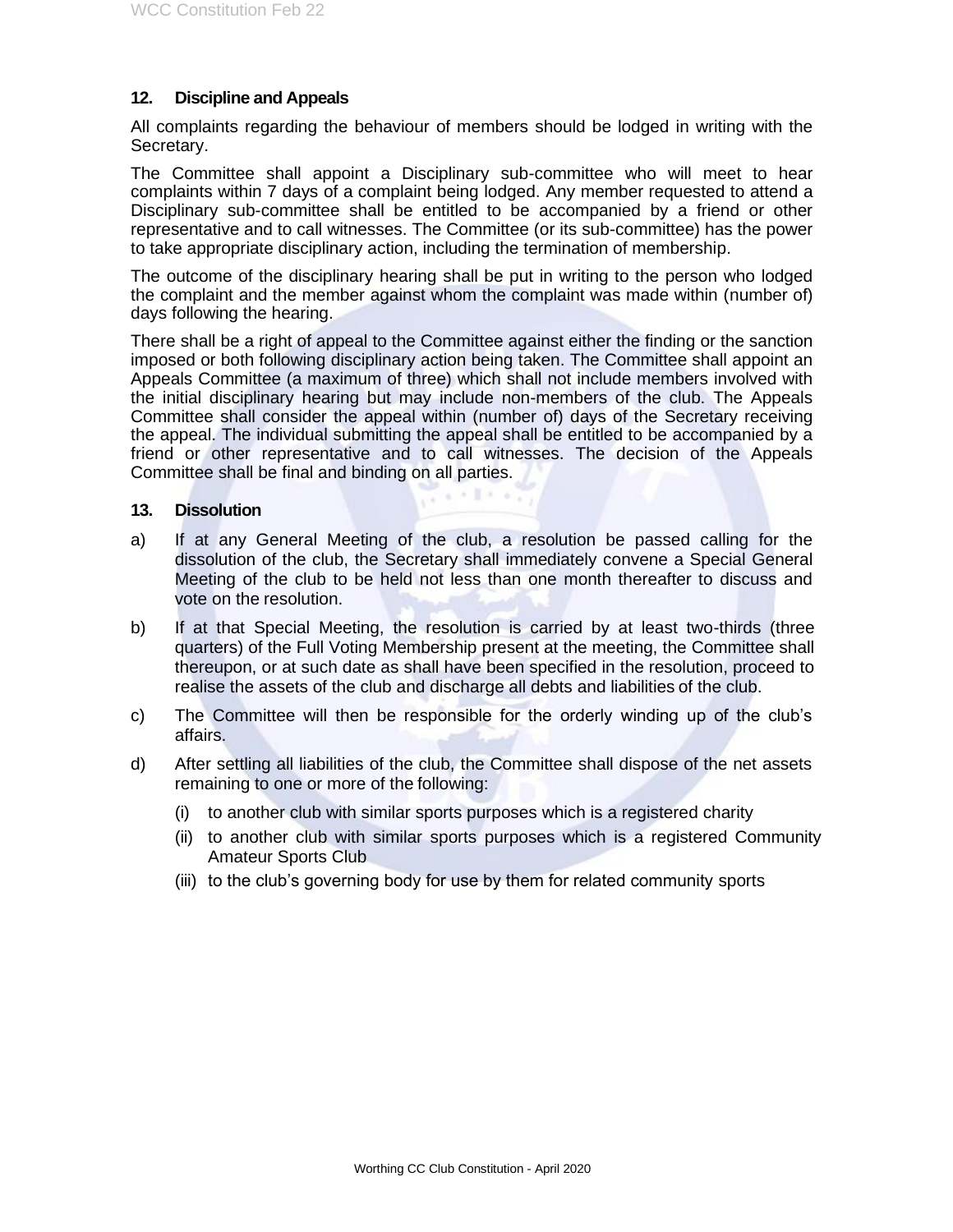## 12. Discipline and Appeals

All complaints regarding the behaviour of members should be lodged in writing with the Secretary.

The Committee shall appoint a Disciplinary sub-committee who will meet to hear complaints within 7 days of a complaint being lodged. Any member requested to attend a Disciplinary sub-committee shall be entitled to be accompanied by a friend or other representative and to call witnesses. The Committee (or its sub-committee) has the power to take appropriate disciplinary action, including the termination of membership.

The outcome of the disciplinary hearing shall be put in writing to the person who lodged the complaint and the member against whom the complaint was made within (number of) days following the hearing.

There shall be a right of appeal to the Committee against either the finding or the sanction imposed or both following disciplinary action being taken. The Committee shall appoint an Appeals Committee (a maximum of three) which shall not include members involved with the initial disciplinary hearing but may include non-members of the club. The Appeals Committee shall consider the appeal within (number of) days of the Secretary receiving the appeal. The individual submitting the appeal shall be entitled to be accompanied by a friend or other representative and to call witnesses. The decision of the Appeals Committee shall be final and binding on all parties.

## 13. Dissolution

a) If at any General Meeting of the club, a resolution be passed calling for the dissolution of the club, the Secretary shall immediately convene a Special General Meeting of the club to be held not less than one month thereafter to discuss and vote on the resolution.

b) If at that Special Meeting, the resolution is carried by at least two-thirds (three quarters) of the Full Voting Membership present at the meeting, the Committee shall thereupon, or at such date as shall have been specified in the resolution, proceed to realise the assets of the club and discharge all debts and liabilities of the club.

c) The Committee will then be responsible for the orderly winding up of the club's affairs.

d) After settling all liabilities of the club, the Committee shall dispose of the net assets remaining to one or more of the following:

   (i) to another club with similar sports purposes which is a registered charity

   (ii) to another club with similar sports purposes which is a registered Community Amateur Sports Club

   (iii) to the club's governing body for use by them for related community sports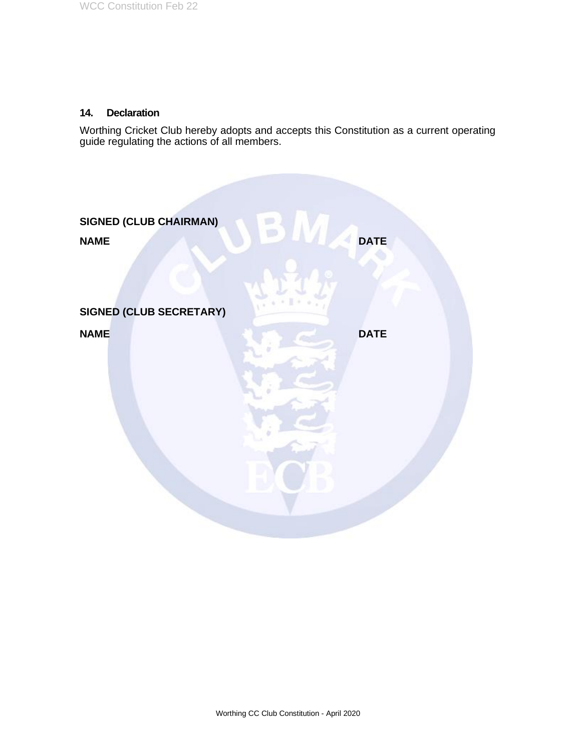## 14. Declaration

Worthing Cricket Club hereby adopts and accepts this Constitution as a current operating guide regulating the actions of all members.

**SIGNED (CLUB CHAIRMAN)**

**NAME** **DATE**

**SIGNED (CLUB SECRETARY)**

**NAME** **DATE**